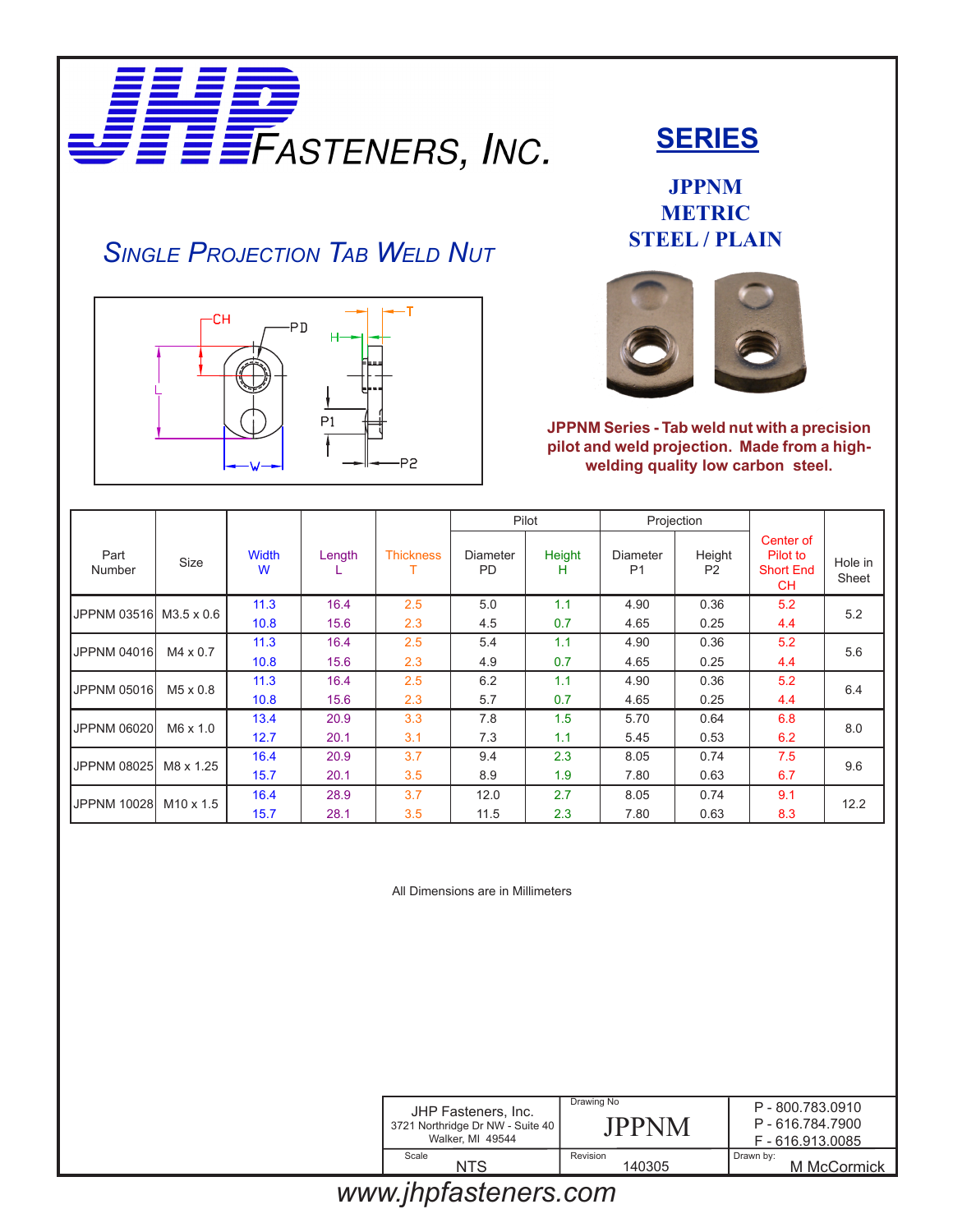# JHP FASTENERS, INC.

## SERIES

**JPPNM**
**METRIC**
**STEEL / PLAIN**

## SINGLE PROJECTION TAB WELD NUT

**JPPNM Series - Tab weld nut with a precision pilot and weld projection. Made from a high-welding quality low carbon steel.**

| Part Number | Size | Width W | Length L | Thickness T | Pilot Diameter PD | Pilot Height H | Projection Diameter P1 | Projection Height P2 | Center of Pilot to Short End CH | Hole in Sheet |
|---|---|---|---|---|---|---|---|---|---|---|
| JPPNM 03516 | M3.5 x 0.6 | 11.3 | 16.4 | 2.5 | 5.0 | 1.1 | 4.90 | 0.36 | 5.2 | 5.2 |
| | | 10.8 | 15.6 | 2.3 | 4.5 | 0.7 | 4.65 | 0.25 | 4.4 | |
| JPPNM 04016 | M4 x 0.7 | 11.3 | 16.4 | 2.5 | 5.4 | 1.1 | 4.90 | 0.36 | 5.2 | 5.6 |
| | | 10.8 | 15.6 | 2.3 | 4.9 | 0.7 | 4.65 | 0.25 | 4.4 | |
| JPPNM 05016 | M5 x 0.8 | 11.3 | 16.4 | 2.5 | 6.2 | 1.1 | 4.90 | 0.36 | 5.2 | 6.4 |
| | | 10.8 | 15.6 | 2.3 | 5.7 | 0.7 | 4.65 | 0.25 | 4.4 | |
| JPPNM 06020 | M6 x 1.0 | 13.4 | 20.9 | 3.3 | 7.8 | 1.5 | 5.70 | 0.64 | 6.8 | 8.0 |
| | | 12.7 | 20.1 | 3.1 | 7.3 | 1.1 | 5.45 | 0.53 | 6.2 | |
| JPPNM 08025 | M8 x 1.25 | 16.4 | 20.9 | 3.7 | 9.4 | 2.3 | 8.05 | 0.74 | 7.5 | 9.6 |
| | | 15.7 | 20.1 | 3.5 | 8.9 | 1.9 | 7.80 | 0.63 | 6.7 | |
| JPPNM 10028 | M10 x 1.5 | 16.4 | 28.9 | 3.7 | 12.0 | 2.7 | 8.05 | 0.74 | 9.1 | 12.2 |
| | | 15.7 | 28.1 | 3.5 | 11.5 | 2.3 | 7.80 | 0.63 | 8.3 | |

All Dimensions are in Millimeters

| JHP Fasteners, Inc. 3721 Northridge Dr NW - Suite 40 Walker, MI 49544 | Drawing No: JPPNM | P - 800.783.0910 P - 616.784.7900 F - 616.913.0085 |
|---|---|---|
| Scale: NTS | Revision: 140305 | Drawn by: M McCormick |

www.jhpfasteners.com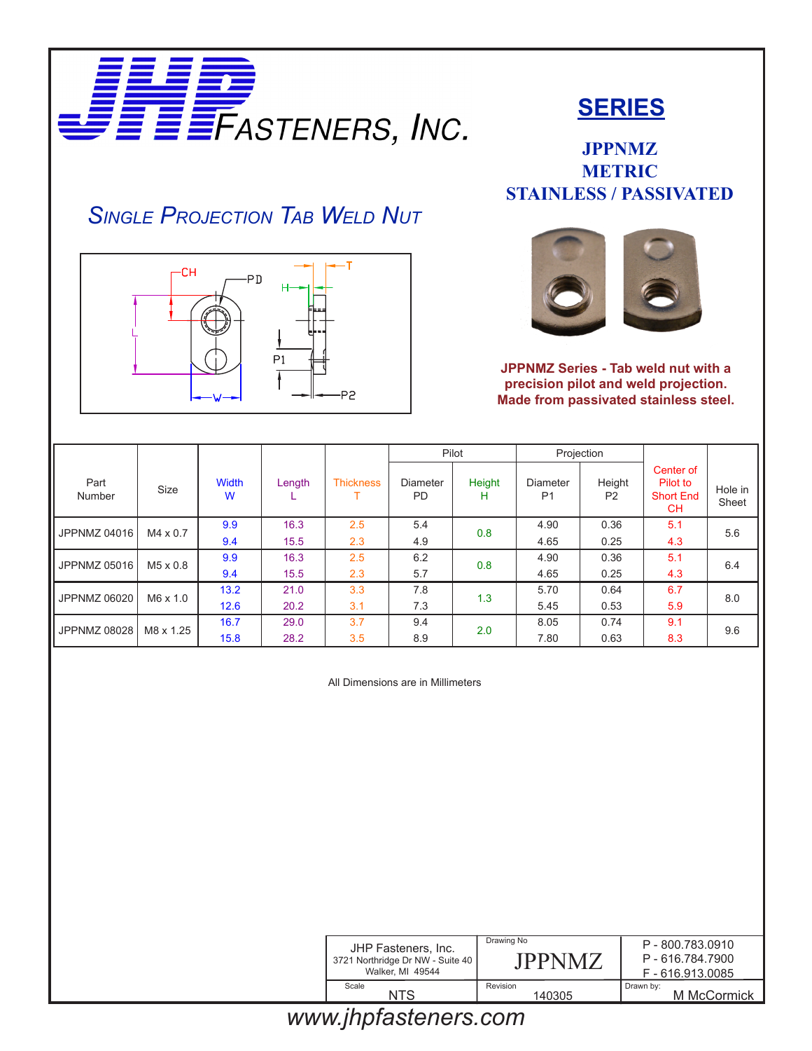# JHP FASTENERS, INC.

## SERIES

**JPPNMZ**
**METRIC**
**STAINLESS / PASSIVATED**

## SINGLE PROJECTION TAB WELD NUT

CH PD T H L P1 W P2

**JPPNMZ Series - Tab weld nut with a precision pilot and weld projection. Made from passivated stainless steel.**

| Part Number | Size | Width W | Length L | Thickness T | Pilot | | Projection | | Center of Pilot to Short End CH | Hole in Sheet |
|---|---|---|---|---|---|---|---|---|---|---|
| | | | | | Diameter PD | Height H | Diameter P1 | Height P2 | | |
| JPPNMZ 04016 | M4 x 0.7 | 9.9 | 16.3 | 2.5 | 5.4 | 0.8 | 4.90 | 0.36 | 5.1 | 5.6 |
| | | 9.4 | 15.5 | 2.3 | 4.9 | | 4.65 | 0.25 | 4.3 | |
| JPPNMZ 05016 | M5 x 0.8 | 9.9 | 16.3 | 2.5 | 6.2 | 0.8 | 4.90 | 0.36 | 5.1 | 6.4 |
| | | 9.4 | 15.5 | 2.3 | 5.7 | | 4.65 | 0.25 | 4.3 | |
| JPPNMZ 06020 | M6 x 1.0 | 13.2 | 21.0 | 3.3 | 7.8 | 1.3 | 5.70 | 0.64 | 6.7 | 8.0 |
| | | 12.6 | 20.2 | 3.1 | 7.3 | | 5.45 | 0.53 | 5.9 | |
| JPPNMZ 08028 | M8 x 1.25 | 16.7 | 29.0 | 3.7 | 9.4 | 2.0 | 8.05 | 0.74 | 9.1 | 9.6 |
| | | 15.8 | 28.2 | 3.5 | 8.9 | | 7.80 | 0.63 | 8.3 | |

All Dimensions are in Millimeters

| | | |
|---|---|---|
| JHP Fasteners, Inc.<br>3721 Northridge Dr NW - Suite 40<br>Walker, MI 49544 | Drawing No<br>JPPNMZ | P - 800.783.0910<br>P - 616.784.7900<br>F - 616.913.0085 |
| Scale<br>NTS | Revision<br>140305 | Drawn by:<br>M McCormick |

www.jhpfasteners.com